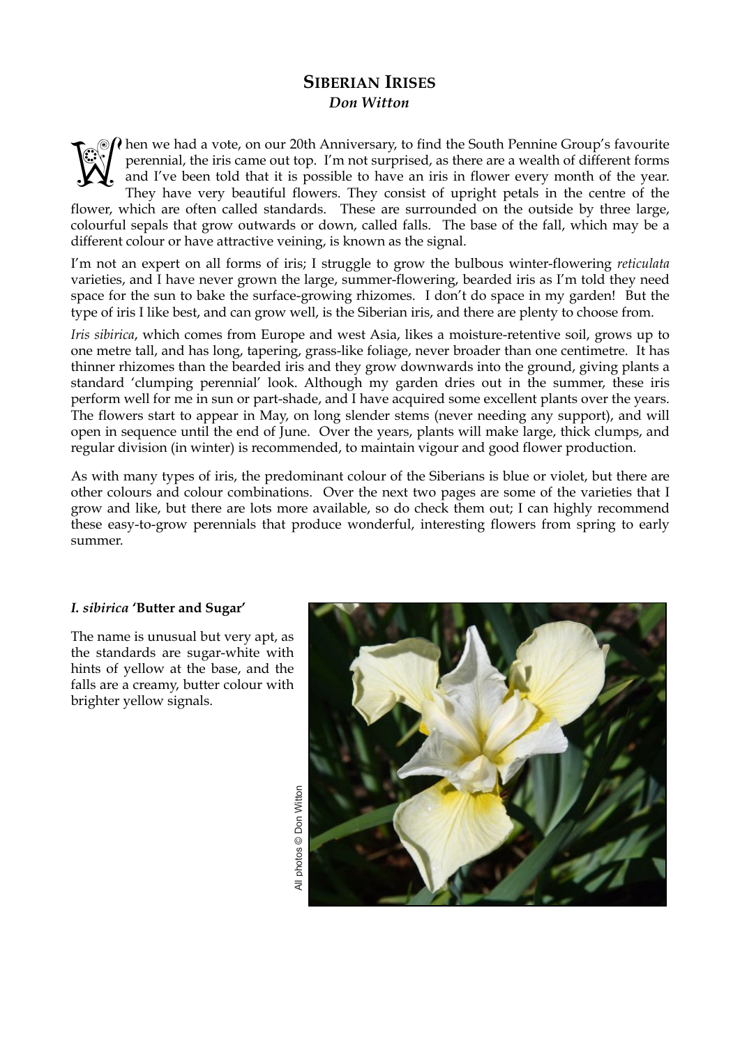## SIBERIAN IRISES

***Don Witton***

When we had a vote, on our 20th Anniversary, to find the South Pennine Group's favourite perennial, the iris came out top. I'm not surprised, as there are a wealth of different forms and I've been told that it is possible to have an iris in flower every month of the year. They have very beautiful flowers. They consist of upright petals in the centre of the flower, which are often called standards. These are surrounded on the outside by three large, colourful sepals that grow outwards or down, called falls. The base of the fall, which may be a different colour or have attractive veining, is known as the signal.

I'm not an expert on all forms of iris; I struggle to grow the bulbous winter-flowering *reticulata* varieties, and I have never grown the large, summer-flowering, bearded iris as I'm told they need space for the sun to bake the surface-growing rhizomes. I don't do space in my garden! But the type of iris I like best, and can grow well, is the Siberian iris, and there are plenty to choose from.

*Iris sibirica*, which comes from Europe and west Asia, likes a moisture-retentive soil, grows up to one metre tall, and has long, tapering, grass-like foliage, never broader than one centimetre. It has thinner rhizomes than the bearded iris and they grow downwards into the ground, giving plants a standard 'clumping perennial' look. Although my garden dries out in the summer, these iris perform well for me in sun or part-shade, and I have acquired some excellent plants over the years. The flowers start to appear in May, on long slender stems (never needing any support), and will open in sequence until the end of June. Over the years, plants will make large, thick clumps, and regular division (in winter) is recommended, to maintain vigour and good flower production.

As with many types of iris, the predominant colour of the Siberians is blue or violet, but there are other colours and colour combinations. Over the next two pages are some of the varieties that I grow and like, but there are lots more available, so do check them out; I can highly recommend these easy-to-grow perennials that produce wonderful, interesting flowers from spring to early summer.

***I. sibirica* 'Butter and Sugar'**

The name is unusual but very apt, as the standards are sugar-white with hints of yellow at the base, and the falls are a creamy, butter colour with brighter yellow signals.

All photos © Don Witton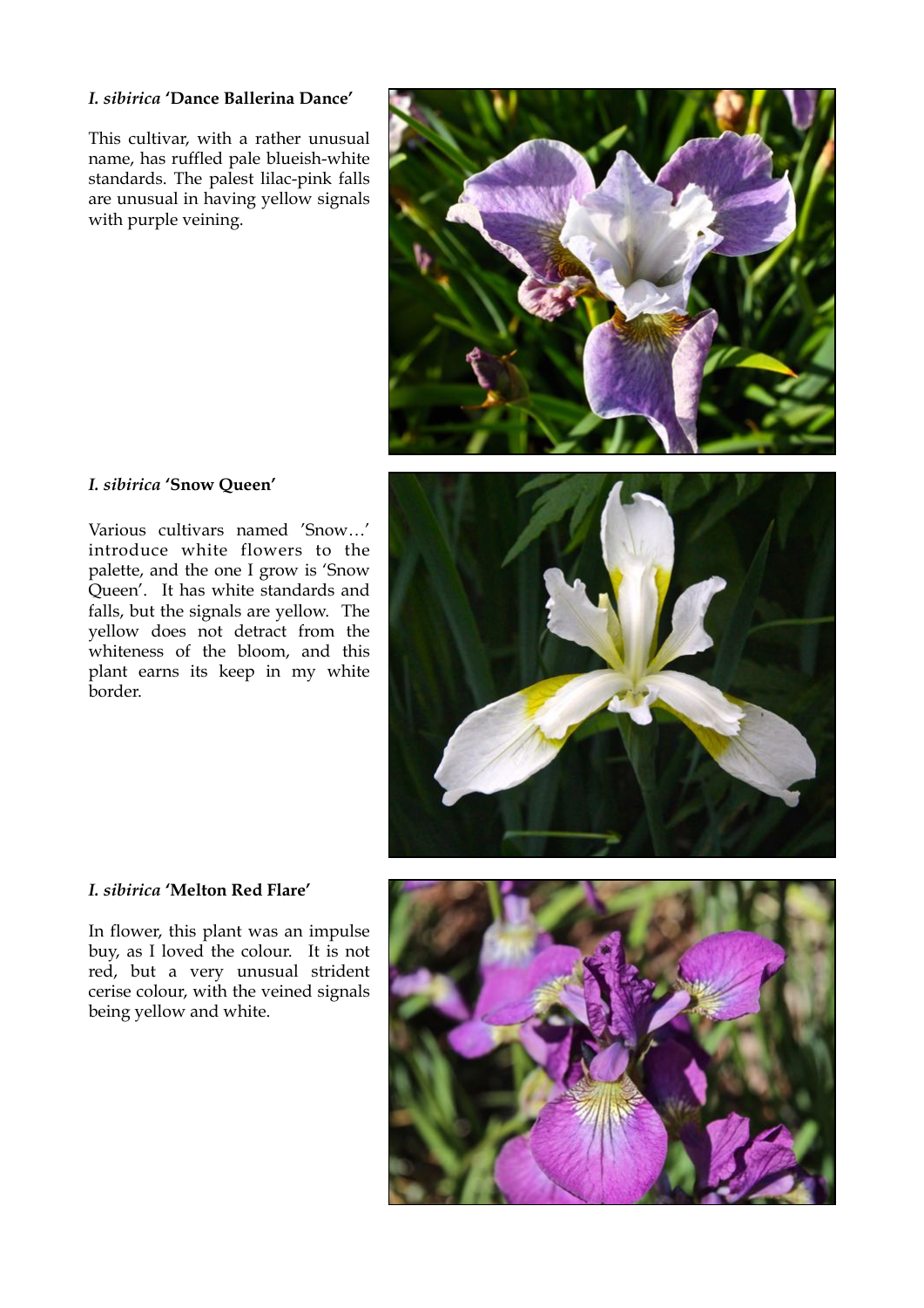***I. sibirica* 'Dance Ballerina Dance'**

This cultivar, with a rather unusual name, has ruffled pale blueish-white standards. The palest lilac-pink falls are unusual in having yellow signals with purple veining.

***I. sibirica* 'Snow Queen'**

Various cultivars named 'Snow…' introduce white flowers to the palette, and the one I grow is 'Snow Queen'. It has white standards and falls, but the signals are yellow. The yellow does not detract from the whiteness of the bloom, and this plant earns its keep in my white border.

***I. sibirica* 'Melton Red Flare'**

In flower, this plant was an impulse buy, as I loved the colour. It is not red, but a very unusual strident cerise colour, with the veined signals being yellow and white.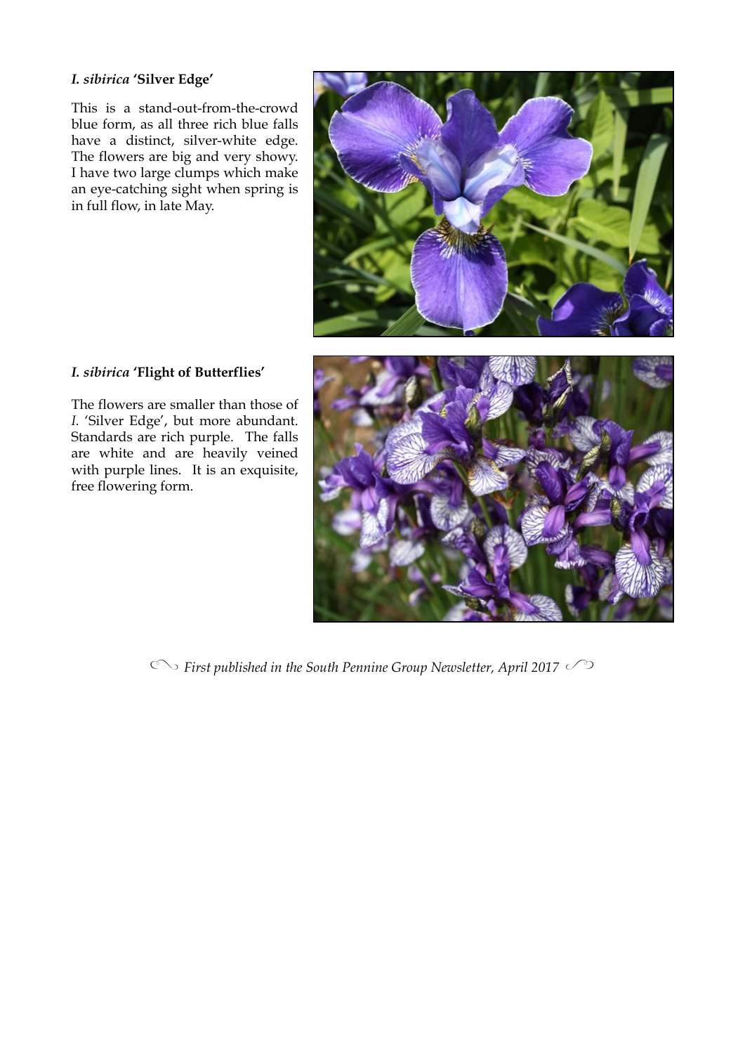***I. sibirica* 'Silver Edge'**

This is a stand-out-from-the-crowd blue form, as all three rich blue falls have a distinct, silver-white edge. The flowers are big and very showy. I have two large clumps which make an eye-catching sight when spring is in full flow, in late May.

***I. sibirica* 'Flight of Butterflies'**

The flowers are smaller than those of *I.* 'Silver Edge', but more abundant. Standards are rich purple. The falls are white and are heavily veined with purple lines. It is an exquisite, free flowering form.

*First published in the South Pennine Group Newsletter, April 2017*